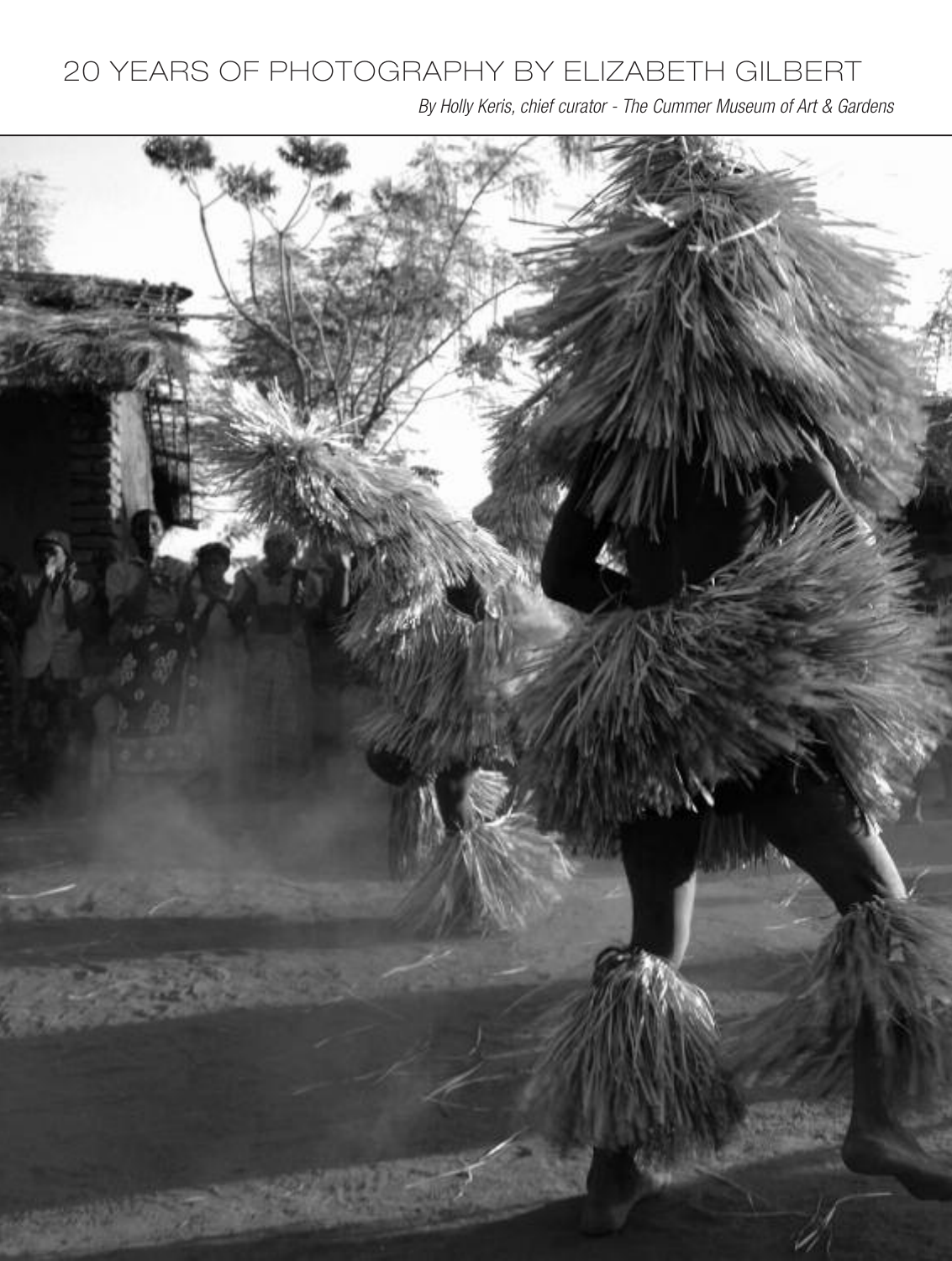# 20 YEARS OF PHOTOGRAPHY BY ELIZABETH GILBERT

*By Holly Keris, chief curator - The Cummer Museum of Art & Gardens*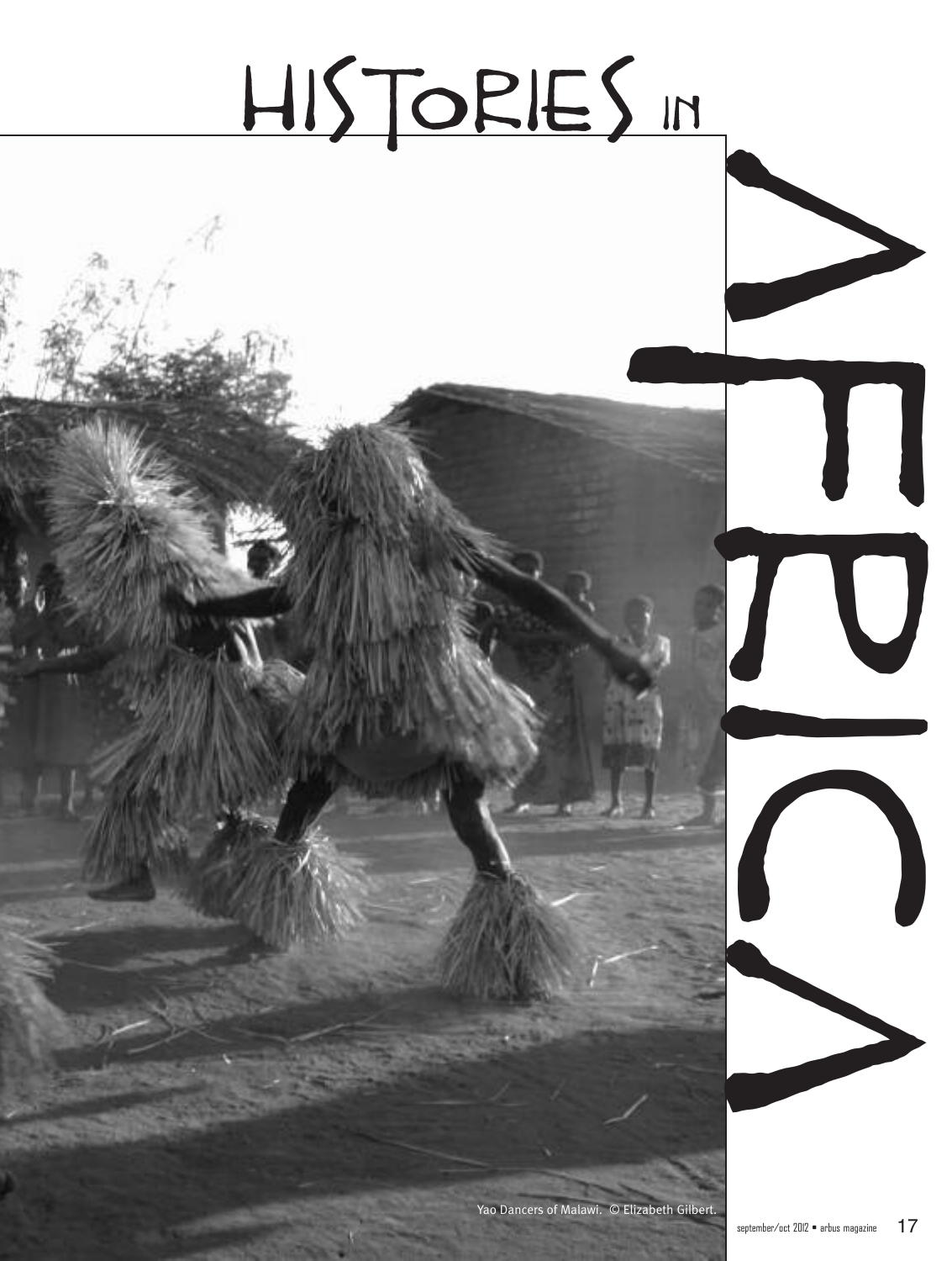# HISTORIES IN AFRICA

Yao Dancers of Malawi. © Elizabeth Gilbert.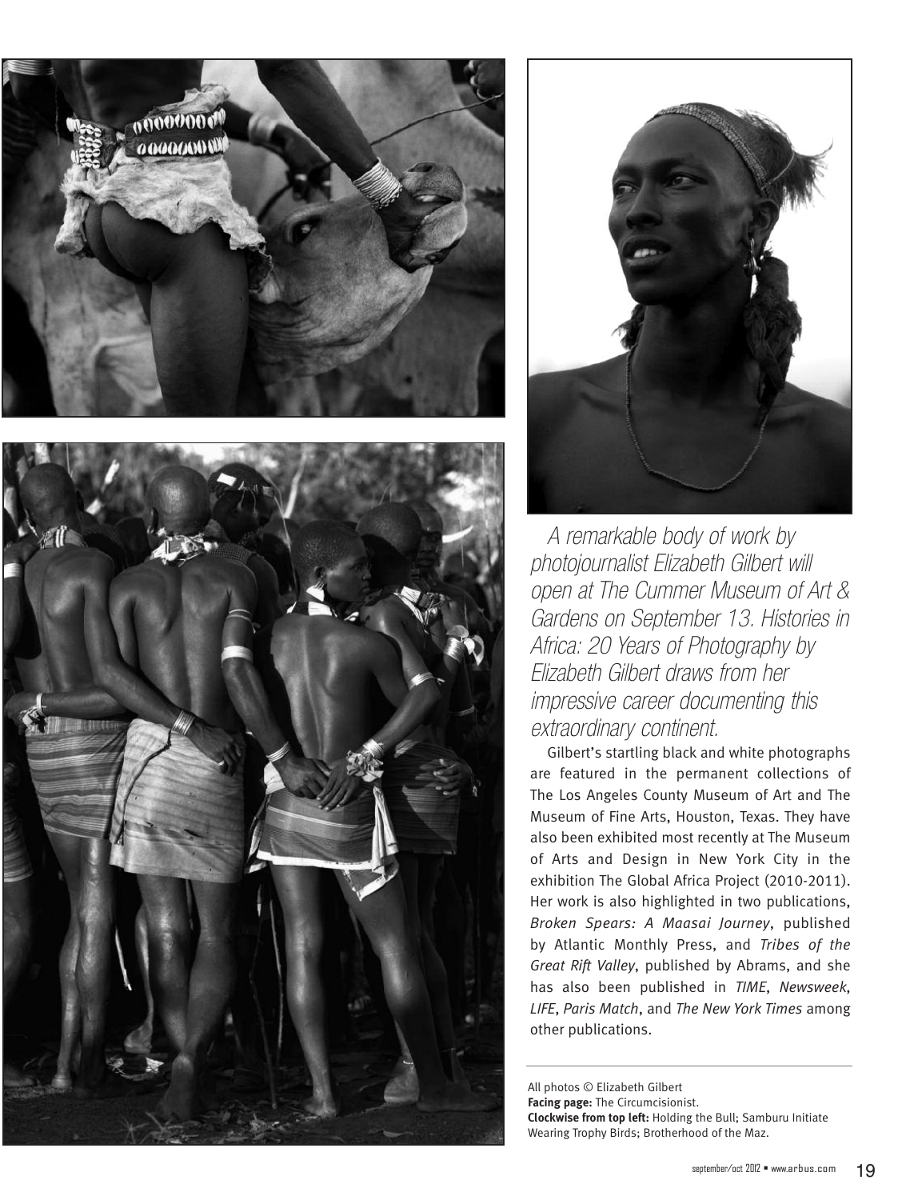*A remarkable body of work by photojournalist Elizabeth Gilbert will open at The Cummer Museum of Art & Gardens on September 13. Histories in Africa: 20 Years of Photography by Elizabeth Gilbert draws from her impressive career documenting this extraordinary continent.*

Gilbert's startling black and white photographs are featured in the permanent collections of The Los Angeles County Museum of Art and The Museum of Fine Arts, Houston, Texas. They have also been exhibited most recently at The Museum of Arts and Design in New York City in the exhibition The Global Africa Project (2010-2011). Her work is also highlighted in two publications, *Broken Spears: A Maasai Journey*, published by Atlantic Monthly Press, and *Tribes of the Great Rift Valley*, published by Abrams, and she has also been published in *TIME*, *Newsweek*, *LIFE*, *Paris Match*, and *The New York Times* among other publications.

All photos © Elizabeth Gilbert
**Facing page:** The Circumcisionist.
**Clockwise from top left:** Holding the Bull; Samburu Initiate Wearing Trophy Birds; Brotherhood of the Maz.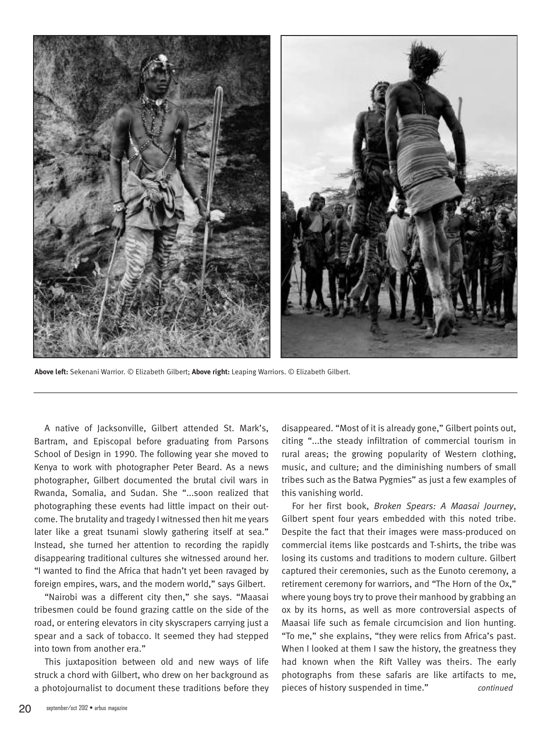**Above left:** Sekenani Warrior. © Elizabeth Gilbert; **Above right:** Leaping Warriors. © Elizabeth Gilbert.

A native of Jacksonville, Gilbert attended St. Mark's, Bartram, and Episcopal before graduating from Parsons School of Design in 1990. The following year she moved to Kenya to work with photographer Peter Beard. As a news photographer, Gilbert documented the brutal civil wars in Rwanda, Somalia, and Sudan. She "...soon realized that photographing these events had little impact on their outcome. The brutality and tragedy I witnessed then hit me years later like a great tsunami slowly gathering itself at sea." Instead, she turned her attention to recording the rapidly disappearing traditional cultures she witnessed around her. "I wanted to find the Africa that hadn't yet been ravaged by foreign empires, wars, and the modern world," says Gilbert.

"Nairobi was a different city then," she says. "Maasai tribesmen could be found grazing cattle on the side of the road, or entering elevators in city skyscrapers carrying just a spear and a sack of tobacco. It seemed they had stepped into town from another era."

This juxtaposition between old and new ways of life struck a chord with Gilbert, who drew on her background as a photojournalist to document these traditions before they disappeared. "Most of it is already gone," Gilbert points out, citing "...the steady infiltration of commercial tourism in rural areas; the growing popularity of Western clothing, music, and culture; and the diminishing numbers of small tribes such as the Batwa Pygmies" as just a few examples of this vanishing world.

For her first book, *Broken Spears: A Maasai Journey*, Gilbert spent four years embedded with this noted tribe. Despite the fact that their images were mass-produced on commercial items like postcards and T-shirts, the tribe was losing its customs and traditions to modern culture. Gilbert captured their ceremonies, such as the Eunoto ceremony, a retirement ceremony for warriors, and "The Horn of the Ox," where young boys try to prove their manhood by grabbing an ox by its horns, as well as more controversial aspects of Maasai life such as female circumcision and lion hunting. "To me," she explains, "they were relics from Africa's past. When I looked at them I saw the history, the greatness they had known when the Rift Valley was theirs. The early photographs from these safaris are like artifacts to me, pieces of history suspended in time."

*continued*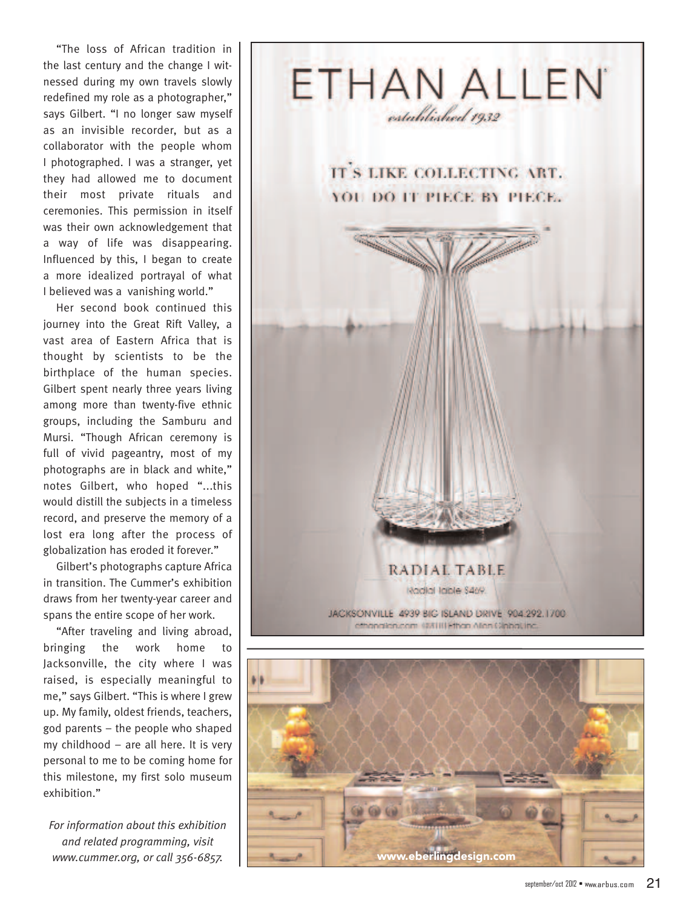"The loss of African tradition in the last century and the change I witnessed during my own travels slowly redefined my role as a photographer," says Gilbert. "I no longer saw myself as an invisible recorder, but as a collaborator with the people whom I photographed. I was a stranger, yet they had allowed me to document their most private rituals and ceremonies. This permission in itself was their own acknowledgement that a way of life was disappearing. Influenced by this, I began to create a more idealized portrayal of what I believed was a vanishing world."

Her second book continued this journey into the Great Rift Valley, a vast area of Eastern Africa that is thought by scientists to be the birthplace of the human species. Gilbert spent nearly three years living among more than twenty-five ethnic groups, including the Samburu and Mursi. "Though African ceremony is full of vivid pageantry, most of my photographs are in black and white," notes Gilbert, who hoped "...this would distill the subjects in a timeless record, and preserve the memory of a lost era long after the process of globalization has eroded it forever."

Gilbert's photographs capture Africa in transition. The Cummer's exhibition draws from her twenty-year career and spans the entire scope of her work.

"After traveling and living abroad, bringing the work home to Jacksonville, the city where I was raised, is especially meaningful to me," says Gilbert. "This is where I grew up. My family, oldest friends, teachers, god parents – the people who shaped my childhood – are all here. It is very personal to me to be coming home for this milestone, my first solo museum exhibition."

*For information about this exhibition and related programming, visit www.cummer.org, or call 356-6857.*

ETHAN ALLEN

*established 1932*

IT'S LIKE COLLECTING ART. YOU DO IT PIECE BY PIECE.

RADIAL TABLE

Radial table $469

JACKSONVILLE 4939 BIG ISLAND DRIVE 904.292.1700

ethanallen.com ©2011 Ethan Allen Global, Inc.

www.eberlingdesign.com